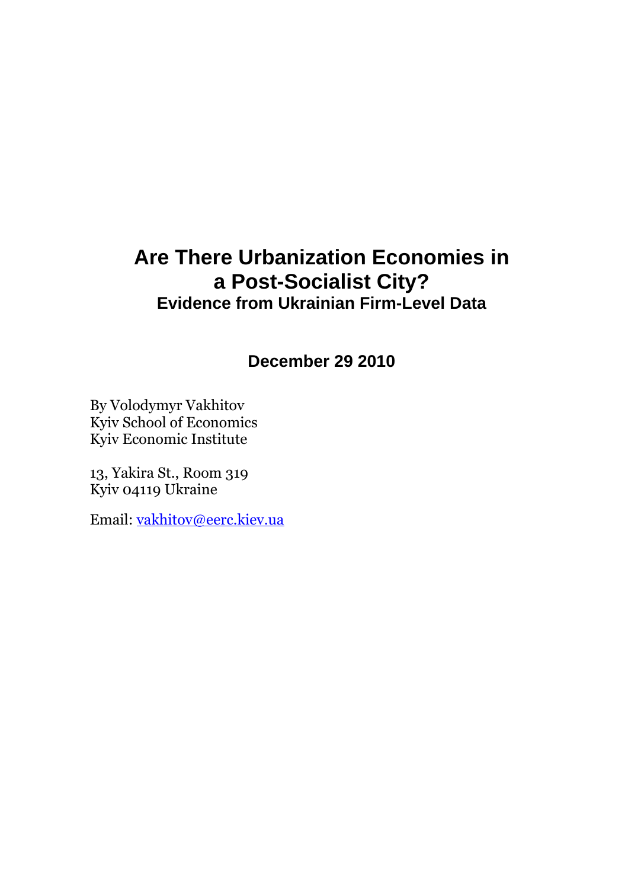# Are There Urbanization Economies in a Post-Socialist City?

## Evidence from Ukrainian Firm-Level Data

**December 29 2010**

By Volodymyr Vakhitov  
Kyiv School of Economics  
Kyiv Economic Institute

13, Yakira St., Room 319  
Kyiv 04119 Ukraine

Email: vakhitov@eerc.kiev.ua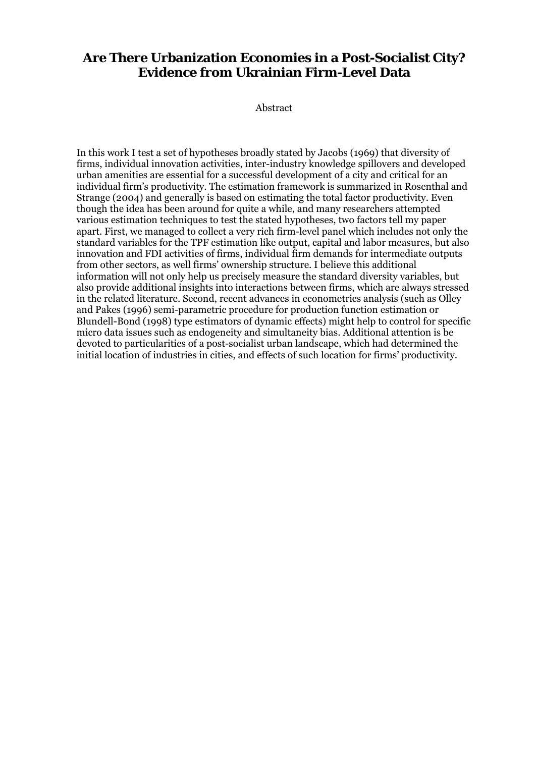# Are There Urbanization Economies in a Post-Socialist City? Evidence from Ukrainian Firm-Level Data

Abstract

In this work I test a set of hypotheses broadly stated by Jacobs (1969) that diversity of firms, individual innovation activities, inter-industry knowledge spillovers and developed urban amenities are essential for a successful development of a city and critical for an individual firm's productivity. The estimation framework is summarized in Rosenthal and Strange (2004) and generally is based on estimating the total factor productivity. Even though the idea has been around for quite a while, and many researchers attempted various estimation techniques to test the stated hypotheses, two factors tell my paper apart. First, we managed to collect a very rich firm-level panel which includes not only the standard variables for the TPF estimation like output, capital and labor measures, but also innovation and FDI activities of firms, individual firm demands for intermediate outputs from other sectors, as well firms' ownership structure. I believe this additional information will not only help us precisely measure the standard diversity variables, but also provide additional insights into interactions between firms, which are always stressed in the related literature. Second, recent advances in econometrics analysis (such as Olley and Pakes (1996) semi-parametric procedure for production function estimation or Blundell-Bond (1998) type estimators of dynamic effects) might help to control for specific micro data issues such as endogeneity and simultaneity bias. Additional attention is be devoted to particularities of a post-socialist urban landscape, which had determined the initial location of industries in cities, and effects of such location for firms' productivity.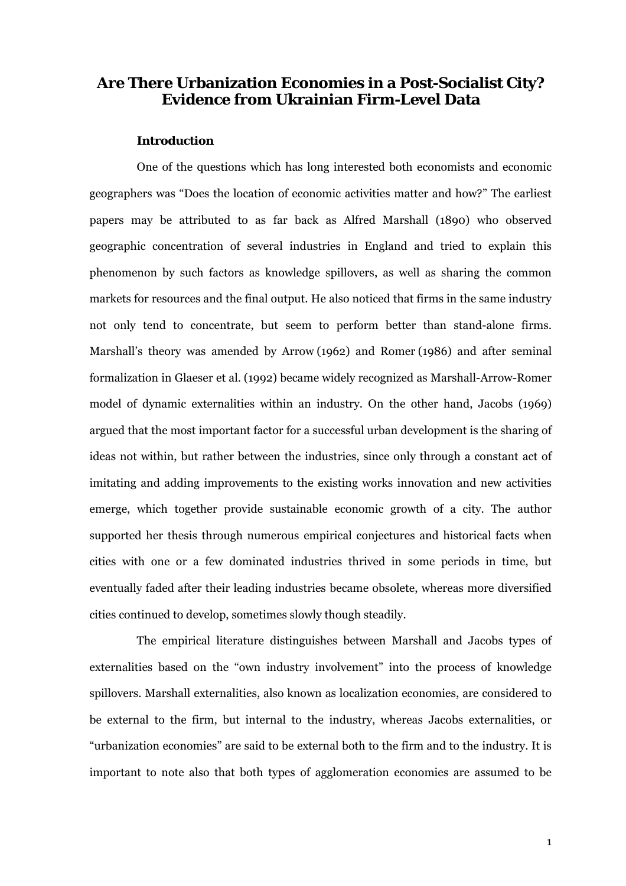# Are There Urbanization Economies in a Post-Socialist City? Evidence from Ukrainian Firm-Level Data

## Introduction

One of the questions which has long interested both economists and economic geographers was "Does the location of economic activities matter and how?" The earliest papers may be attributed to as far back as Alfred Marshall (1890) who observed geographic concentration of several industries in England and tried to explain this phenomenon by such factors as knowledge spillovers, as well as sharing the common markets for resources and the final output. He also noticed that firms in the same industry not only tend to concentrate, but seem to perform better than stand-alone firms. Marshall's theory was amended by Arrow (1962) and Romer (1986) and after seminal formalization in Glaeser et al. (1992) became widely recognized as Marshall-Arrow-Romer model of dynamic externalities within an industry. On the other hand, Jacobs (1969) argued that the most important factor for a successful urban development is the sharing of ideas not within, but rather between the industries, since only through a constant act of imitating and adding improvements to the existing works innovation and new activities emerge, which together provide sustainable economic growth of a city. The author supported her thesis through numerous empirical conjectures and historical facts when cities with one or a few dominated industries thrived in some periods in time, but eventually faded after their leading industries became obsolete, whereas more diversified cities continued to develop, sometimes slowly though steadily.

The empirical literature distinguishes between Marshall and Jacobs types of externalities based on the "own industry involvement" into the process of knowledge spillovers. Marshall externalities, also known as localization economies, are considered to be external to the firm, but internal to the industry, whereas Jacobs externalities, or "urbanization economies" are said to be external both to the firm and to the industry. It is important to note also that both types of agglomeration economies are assumed to be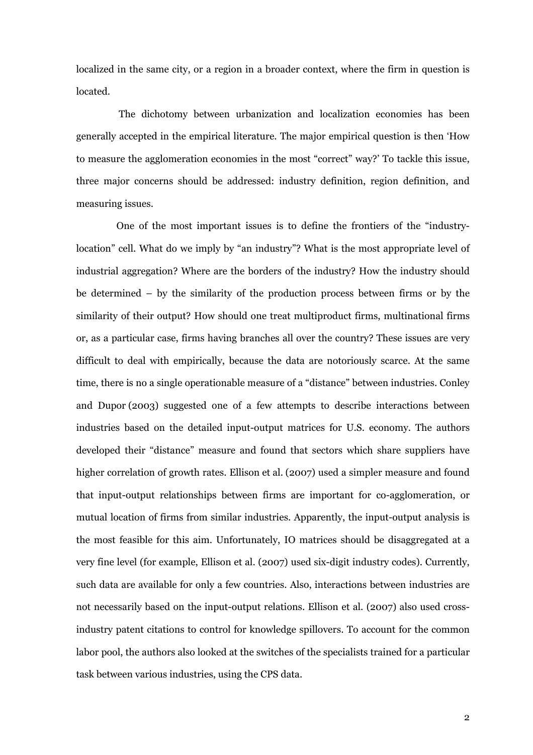localized in the same city, or a region in a broader context, where the firm in question is located.

The dichotomy between urbanization and localization economies has been generally accepted in the empirical literature. The major empirical question is then 'How to measure the agglomeration economies in the most "correct" way?' To tackle this issue, three major concerns should be addressed: industry definition, region definition, and measuring issues.

One of the most important issues is to define the frontiers of the "industry-location" cell. What do we imply by "an industry"? What is the most appropriate level of industrial aggregation? Where are the borders of the industry? How the industry should be determined – by the similarity of the production process between firms or by the similarity of their output? How should one treat multiproduct firms, multinational firms or, as a particular case, firms having branches all over the country? These issues are very difficult to deal with empirically, because the data are notoriously scarce. At the same time, there is no a single operationable measure of a "distance" between industries. Conley and Dupor (2003) suggested one of a few attempts to describe interactions between industries based on the detailed input-output matrices for U.S. economy. The authors developed their "distance" measure and found that sectors which share suppliers have higher correlation of growth rates. Ellison et al. (2007) used a simpler measure and found that input-output relationships between firms are important for co-agglomeration, or mutual location of firms from similar industries. Apparently, the input-output analysis is the most feasible for this aim. Unfortunately, IO matrices should be disaggregated at a very fine level (for example, Ellison et al. (2007) used six-digit industry codes). Currently, such data are available for only a few countries. Also, interactions between industries are not necessarily based on the input-output relations. Ellison et al. (2007) also used cross-industry patent citations to control for knowledge spillovers. To account for the common labor pool, the authors also looked at the switches of the specialists trained for a particular task between various industries, using the CPS data.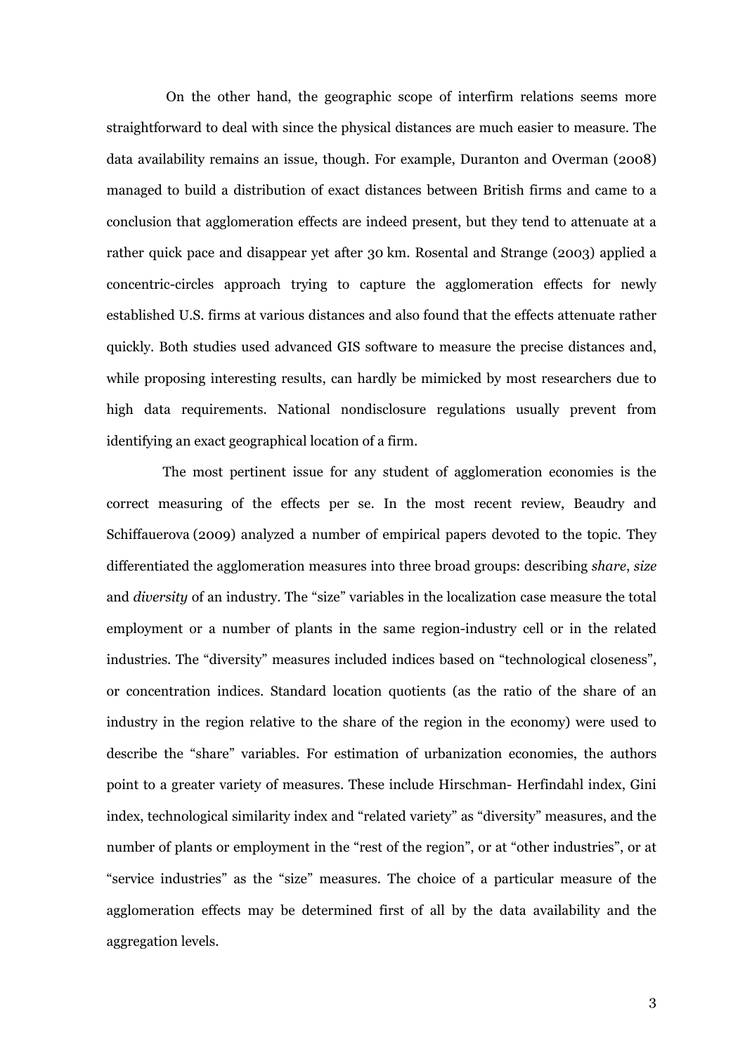On the other hand, the geographic scope of interfirm relations seems more straightforward to deal with since the physical distances are much easier to measure. The data availability remains an issue, though. For example, Duranton and Overman (2008) managed to build a distribution of exact distances between British firms and came to a conclusion that agglomeration effects are indeed present, but they tend to attenuate at a rather quick pace and disappear yet after 30 km. Rosental and Strange (2003) applied a concentric-circles approach trying to capture the agglomeration effects for newly established U.S. firms at various distances and also found that the effects attenuate rather quickly. Both studies used advanced GIS software to measure the precise distances and, while proposing interesting results, can hardly be mimicked by most researchers due to high data requirements. National nondisclosure regulations usually prevent from identifying an exact geographical location of a firm.

The most pertinent issue for any student of agglomeration economies is the correct measuring of the effects per se. In the most recent review, Beaudry and Schiffauerova (2009) analyzed a number of empirical papers devoted to the topic. They differentiated the agglomeration measures into three broad groups: describing *share*, *size* and *diversity* of an industry. The "size" variables in the localization case measure the total employment or a number of plants in the same region-industry cell or in the related industries. The "diversity" measures included indices based on "technological closeness", or concentration indices. Standard location quotients (as the ratio of the share of an industry in the region relative to the share of the region in the economy) were used to describe the "share" variables. For estimation of urbanization economies, the authors point to a greater variety of measures. These include Hirschman- Herfindahl index, Gini index, technological similarity index and "related variety" as "diversity" measures, and the number of plants or employment in the "rest of the region", or at "other industries", or at "service industries" as the "size" measures. The choice of a particular measure of the agglomeration effects may be determined first of all by the data availability and the aggregation levels.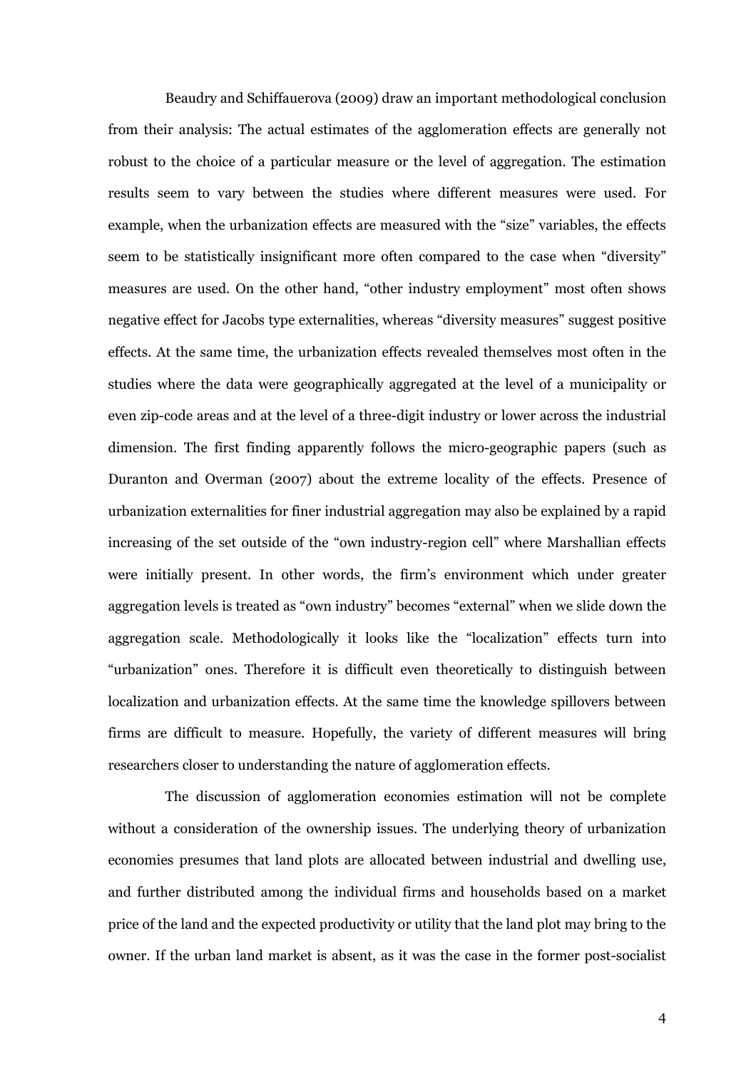Beaudry and Schiffauerova (2009) draw an important methodological conclusion from their analysis: The actual estimates of the agglomeration effects are generally not robust to the choice of a particular measure or the level of aggregation. The estimation results seem to vary between the studies where different measures were used. For example, when the urbanization effects are measured with the "size" variables, the effects seem to be statistically insignificant more often compared to the case when "diversity" measures are used. On the other hand, "other industry employment" most often shows negative effect for Jacobs type externalities, whereas "diversity measures" suggest positive effects. At the same time, the urbanization effects revealed themselves most often in the studies where the data were geographically aggregated at the level of a municipality or even zip-code areas and at the level of a three-digit industry or lower across the industrial dimension. The first finding apparently follows the micro-geographic papers (such as Duranton and Overman (2007) about the extreme locality of the effects. Presence of urbanization externalities for finer industrial aggregation may also be explained by a rapid increasing of the set outside of the "own industry-region cell" where Marshallian effects were initially present. In other words, the firm's environment which under greater aggregation levels is treated as "own industry" becomes "external" when we slide down the aggregation scale. Methodologically it looks like the "localization" effects turn into "urbanization" ones. Therefore it is difficult even theoretically to distinguish between localization and urbanization effects. At the same time the knowledge spillovers between firms are difficult to measure. Hopefully, the variety of different measures will bring researchers closer to understanding the nature of agglomeration effects.

The discussion of agglomeration economies estimation will not be complete without a consideration of the ownership issues. The underlying theory of urbanization economies presumes that land plots are allocated between industrial and dwelling use, and further distributed among the individual firms and households based on a market price of the land and the expected productivity or utility that the land plot may bring to the owner. If the urban land market is absent, as it was the case in the former post-socialist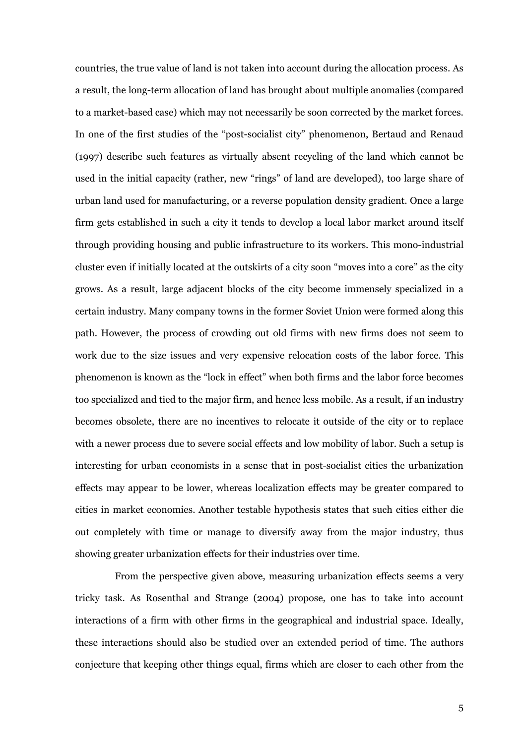countries, the true value of land is not taken into account during the allocation process. As a result, the long-term allocation of land has brought about multiple anomalies (compared to a market-based case) which may not necessarily be soon corrected by the market forces. In one of the first studies of the "post-socialist city" phenomenon, Bertaud and Renaud (1997) describe such features as virtually absent recycling of the land which cannot be used in the initial capacity (rather, new "rings" of land are developed), too large share of urban land used for manufacturing, or a reverse population density gradient. Once a large firm gets established in such a city it tends to develop a local labor market around itself through providing housing and public infrastructure to its workers. This mono-industrial cluster even if initially located at the outskirts of a city soon "moves into a core" as the city grows. As a result, large adjacent blocks of the city become immensely specialized in a certain industry. Many company towns in the former Soviet Union were formed along this path. However, the process of crowding out old firms with new firms does not seem to work due to the size issues and very expensive relocation costs of the labor force. This phenomenon is known as the "lock in effect" when both firms and the labor force becomes too specialized and tied to the major firm, and hence less mobile. As a result, if an industry becomes obsolete, there are no incentives to relocate it outside of the city or to replace with a newer process due to severe social effects and low mobility of labor. Such a setup is interesting for urban economists in a sense that in post-socialist cities the urbanization effects may appear to be lower, whereas localization effects may be greater compared to cities in market economies. Another testable hypothesis states that such cities either die out completely with time or manage to diversify away from the major industry, thus showing greater urbanization effects for their industries over time.

From the perspective given above, measuring urbanization effects seems a very tricky task. As Rosenthal and Strange (2004) propose, one has to take into account interactions of a firm with other firms in the geographical and industrial space. Ideally, these interactions should also be studied over an extended period of time. The authors conjecture that keeping other things equal, firms which are closer to each other from the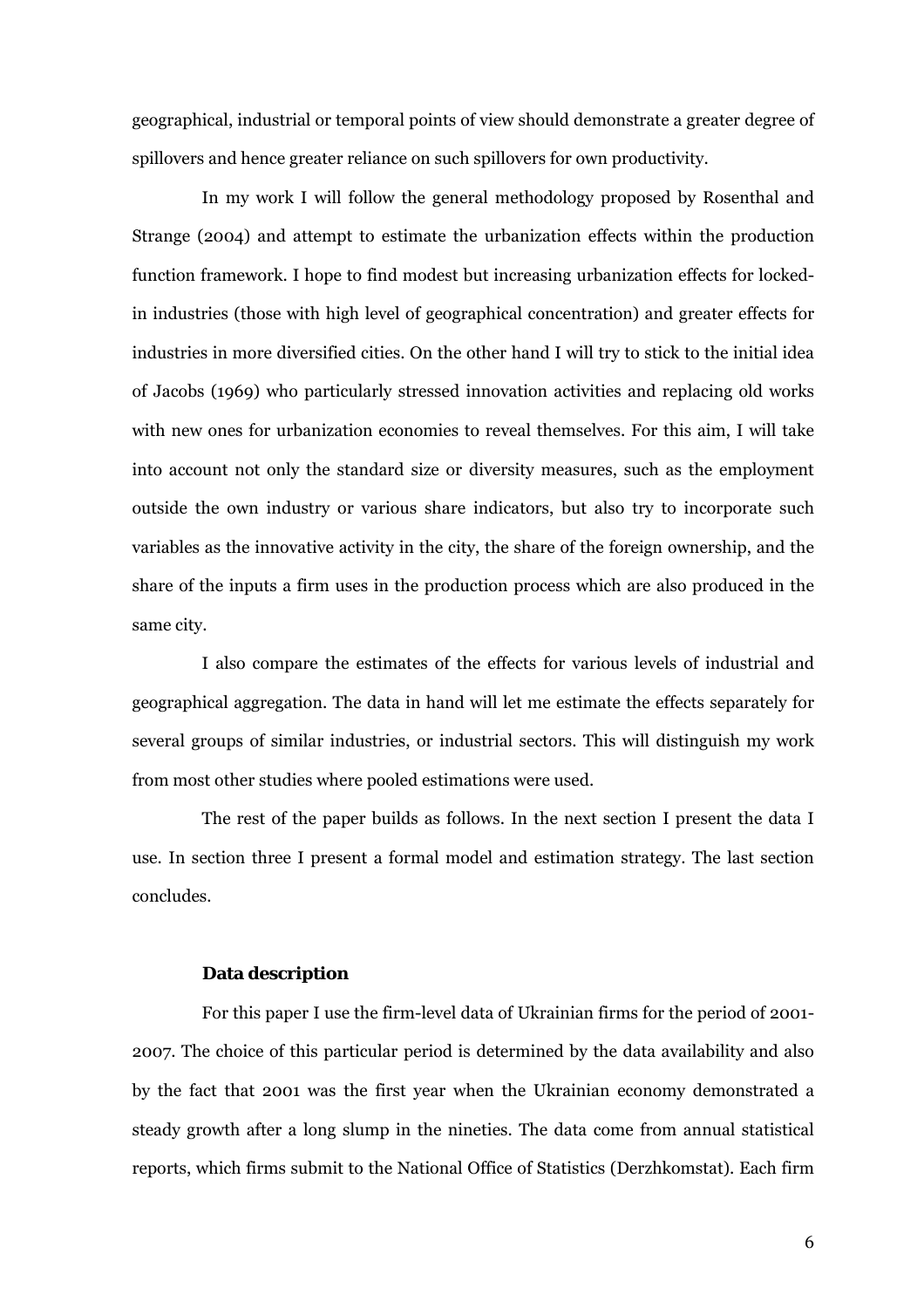geographical, industrial or temporal points of view should demonstrate a greater degree of spillovers and hence greater reliance on such spillovers for own productivity.

In my work I will follow the general methodology proposed by Rosenthal and Strange (2004) and attempt to estimate the urbanization effects within the production function framework. I hope to find modest but increasing urbanization effects for locked-in industries (those with high level of geographical concentration) and greater effects for industries in more diversified cities. On the other hand I will try to stick to the initial idea of Jacobs (1969) who particularly stressed innovation activities and replacing old works with new ones for urbanization economies to reveal themselves. For this aim, I will take into account not only the standard size or diversity measures, such as the employment outside the own industry or various share indicators, but also try to incorporate such variables as the innovative activity in the city, the share of the foreign ownership, and the share of the inputs a firm uses in the production process which are also produced in the same city.

I also compare the estimates of the effects for various levels of industrial and geographical aggregation. The data in hand will let me estimate the effects separately for several groups of similar industries, or industrial sectors. This will distinguish my work from most other studies where pooled estimations were used.

The rest of the paper builds as follows. In the next section I present the data I use. In section three I present a formal model and estimation strategy. The last section concludes.

## Data description

For this paper I use the firm-level data of Ukrainian firms for the period of 2001-2007. The choice of this particular period is determined by the data availability and also by the fact that 2001 was the first year when the Ukrainian economy demonstrated a steady growth after a long slump in the nineties. The data come from annual statistical reports, which firms submit to the National Office of Statistics (Derzhkomstat). Each firm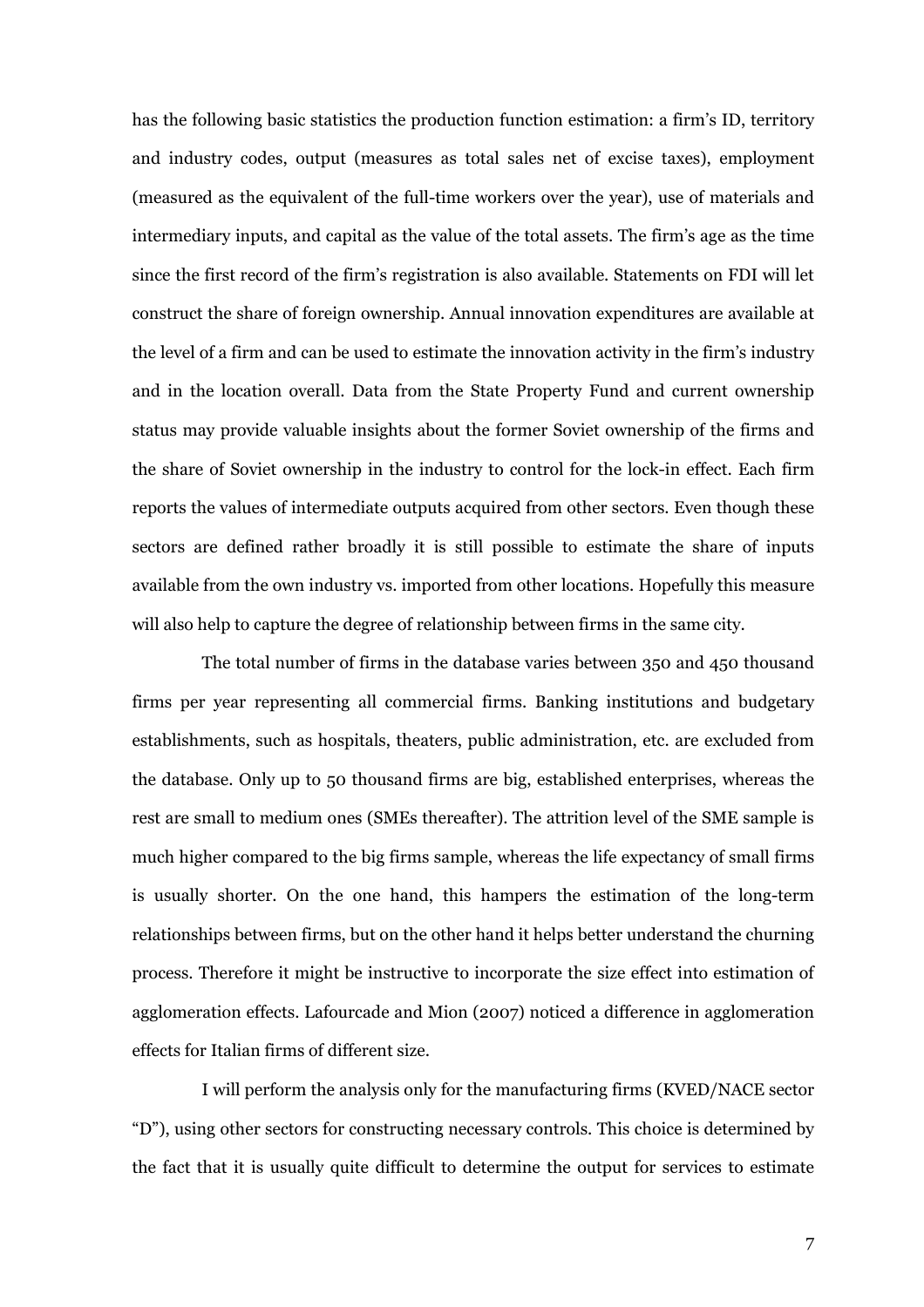has the following basic statistics the production function estimation: a firm's ID, territory and industry codes, output (measures as total sales net of excise taxes), employment (measured as the equivalent of the full-time workers over the year), use of materials and intermediary inputs, and capital as the value of the total assets. The firm's age as the time since the first record of the firm's registration is also available. Statements on FDI will let construct the share of foreign ownership. Annual innovation expenditures are available at the level of a firm and can be used to estimate the innovation activity in the firm's industry and in the location overall. Data from the State Property Fund and current ownership status may provide valuable insights about the former Soviet ownership of the firms and the share of Soviet ownership in the industry to control for the lock-in effect. Each firm reports the values of intermediate outputs acquired from other sectors. Even though these sectors are defined rather broadly it is still possible to estimate the share of inputs available from the own industry vs. imported from other locations. Hopefully this measure will also help to capture the degree of relationship between firms in the same city.

The total number of firms in the database varies between 350 and 450 thousand firms per year representing all commercial firms. Banking institutions and budgetary establishments, such as hospitals, theaters, public administration, etc. are excluded from the database. Only up to 50 thousand firms are big, established enterprises, whereas the rest are small to medium ones (SMEs thereafter). The attrition level of the SME sample is much higher compared to the big firms sample, whereas the life expectancy of small firms is usually shorter. On the one hand, this hampers the estimation of the long-term relationships between firms, but on the other hand it helps better understand the churning process. Therefore it might be instructive to incorporate the size effect into estimation of agglomeration effects. Lafourcade and Mion (2007) noticed a difference in agglomeration effects for Italian firms of different size.

I will perform the analysis only for the manufacturing firms (KVED/NACE sector "D"), using other sectors for constructing necessary controls. This choice is determined by the fact that it is usually quite difficult to determine the output for services to estimate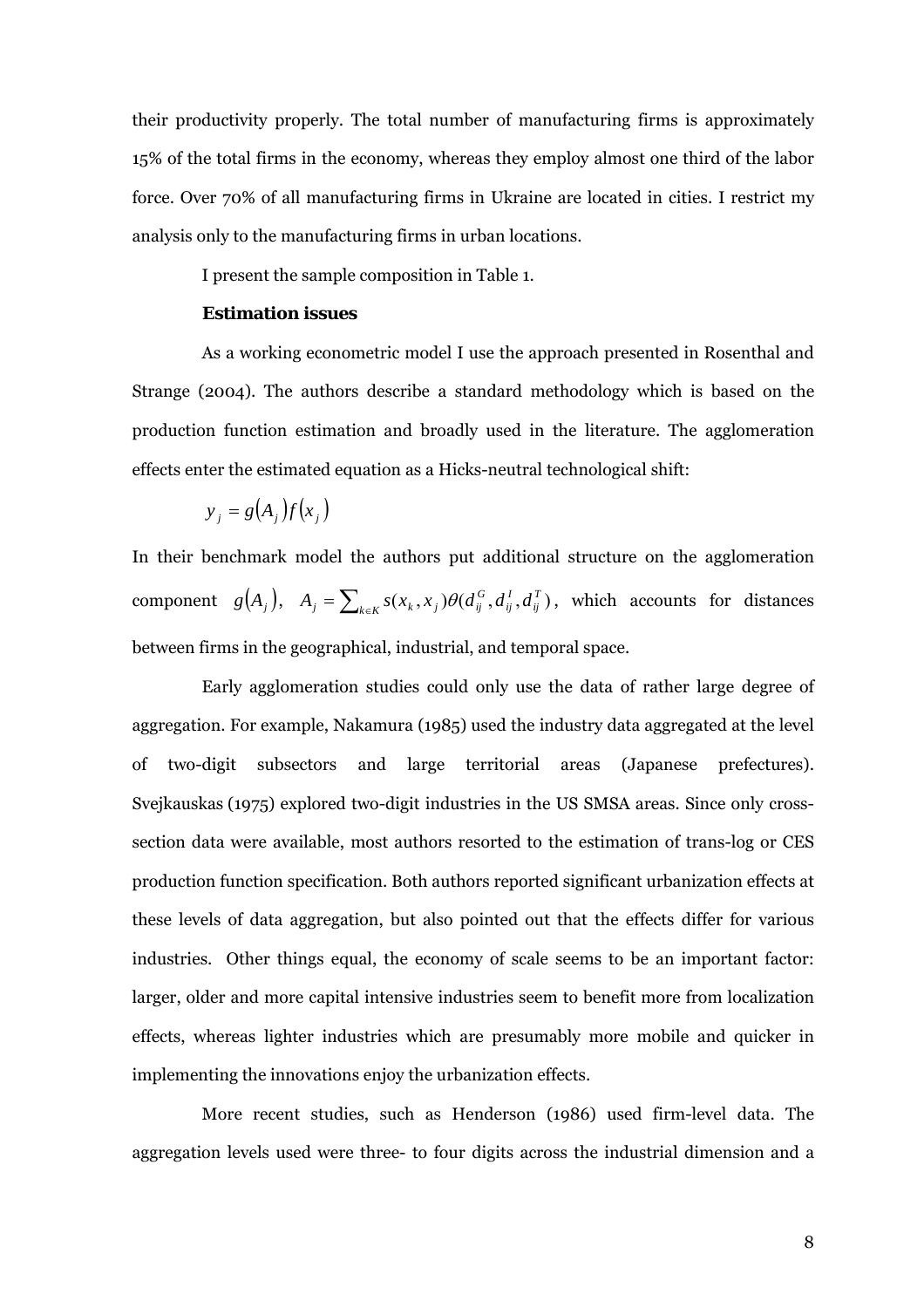their productivity properly. The total number of manufacturing firms is approximately 15% of the total firms in the economy, whereas they employ almost one third of the labor force. Over 70% of all manufacturing firms in Ukraine are located in cities. I restrict my analysis only to the manufacturing firms in urban locations.

I present the sample composition in Table 1.

### Estimation issues

As a working econometric model I use the approach presented in Rosenthal and Strange (2004). The authors describe a standard methodology which is based on the production function estimation and broadly used in the literature. The agglomeration effects enter the estimated equation as a Hicks-neutral technological shift:

$$y_j = g(A_j) f(x_j)$$

In their benchmark model the authors put additional structure on the agglomeration component $g(A_j)$, $A_j = \sum_{k \in K} s(x_k, x_j) \theta(d_{ij}^G, d_{ij}^I, d_{ij}^T)$, which accounts for distances between firms in the geographical, industrial, and temporal space.

Early agglomeration studies could only use the data of rather large degree of aggregation. For example, Nakamura (1985) used the industry data aggregated at the level of two-digit subsectors and large territorial areas (Japanese prefectures). Svejkauskas (1975) explored two-digit industries in the US SMSA areas. Since only cross-section data were available, most authors resorted to the estimation of trans-log or CES production function specification. Both authors reported significant urbanization effects at these levels of data aggregation, but also pointed out that the effects differ for various industries. Other things equal, the economy of scale seems to be an important factor: larger, older and more capital intensive industries seem to benefit more from localization effects, whereas lighter industries which are presumably more mobile and quicker in implementing the innovations enjoy the urbanization effects.

More recent studies, such as Henderson (1986) used firm-level data. The aggregation levels used were three- to four digits across the industrial dimension and a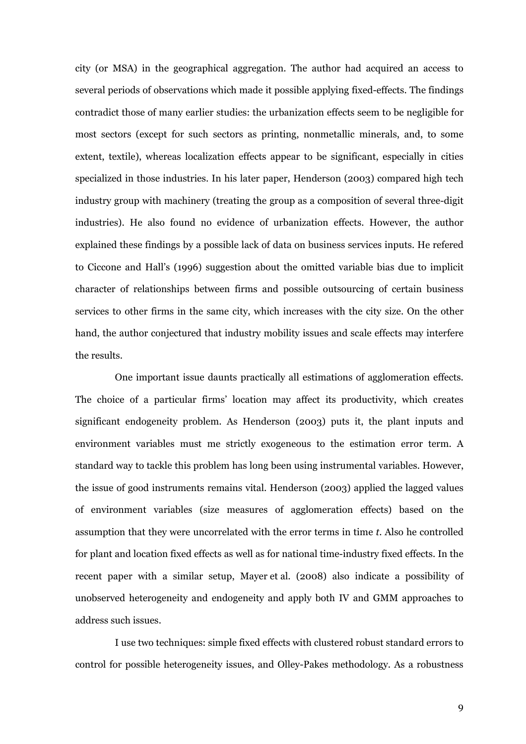city (or MSA) in the geographical aggregation. The author had acquired an access to several periods of observations which made it possible applying fixed-effects. The findings contradict those of many earlier studies: the urbanization effects seem to be negligible for most sectors (except for such sectors as printing, nonmetallic minerals, and, to some extent, textile), whereas localization effects appear to be significant, especially in cities specialized in those industries. In his later paper, Henderson (2003) compared high tech industry group with machinery (treating the group as a composition of several three-digit industries). He also found no evidence of urbanization effects. However, the author explained these findings by a possible lack of data on business services inputs. He refered to Ciccone and Hall's (1996) suggestion about the omitted variable bias due to implicit character of relationships between firms and possible outsourcing of certain business services to other firms in the same city, which increases with the city size. On the other hand, the author conjectured that industry mobility issues and scale effects may interfere the results.

One important issue daunts practically all estimations of agglomeration effects. The choice of a particular firms' location may affect its productivity, which creates significant endogeneity problem. As Henderson (2003) puts it, the plant inputs and environment variables must me strictly exogeneous to the estimation error term. A standard way to tackle this problem has long been using instrumental variables. However, the issue of good instruments remains vital. Henderson (2003) applied the lagged values of environment variables (size measures of agglomeration effects) based on the assumption that they were uncorrelated with the error terms in time *t*. Also he controlled for plant and location fixed effects as well as for national time-industry fixed effects. In the recent paper with a similar setup, Mayer et al. (2008) also indicate a possibility of unobserved heterogeneity and endogeneity and apply both IV and GMM approaches to address such issues.

I use two techniques: simple fixed effects with clustered robust standard errors to control for possible heterogeneity issues, and Olley-Pakes methodology. As a robustness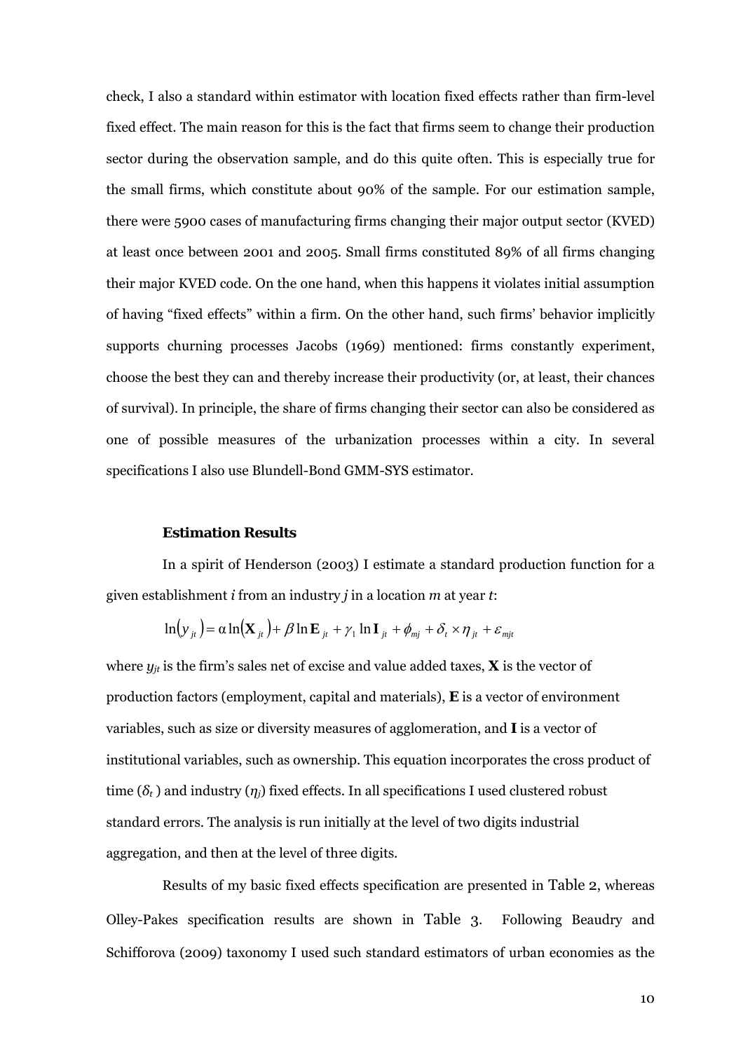check, I also a standard within estimator with location fixed effects rather than firm-level fixed effect. The main reason for this is the fact that firms seem to change their production sector during the observation sample, and do this quite often. This is especially true for the small firms, which constitute about 90% of the sample. For our estimation sample, there were 5900 cases of manufacturing firms changing their major output sector (KVED) at least once between 2001 and 2005. Small firms constituted 89% of all firms changing their major KVED code. On the one hand, when this happens it violates initial assumption of having "fixed effects" within a firm. On the other hand, such firms' behavior implicitly supports churning processes Jacobs (1969) mentioned: firms constantly experiment, choose the best they can and thereby increase their productivity (or, at least, their chances of survival). In principle, the share of firms changing their sector can also be considered as one of possible measures of the urbanization processes within a city. In several specifications I also use Blundell-Bond GMM-SYS estimator.

### Estimation Results

In a spirit of Henderson (2003) I estimate a standard production function for a given establishment *i* from an industry *j* in a location *m* at year *t*:

$$\ln(y_{jt}) = \alpha \ln(\mathbf{X}_{jt}) + \beta \ln \mathbf{E}_{jt} + \gamma_1 \ln \mathbf{I}_{jt} + \phi_{mj} + \delta_t \times \eta_{jt} + \varepsilon_{mjt}$$

where $y_{jt}$ is the firm's sales net of excise and value added taxes, $\mathbf{X}$ is the vector of production factors (employment, capital and materials), $\mathbf{E}$ is a vector of environment variables, such as size or diversity measures of agglomeration, and $\mathbf{I}$ is a vector of institutional variables, such as ownership. This equation incorporates the cross product of time ($\delta_t$) and industry ($\eta_j$) fixed effects. In all specifications I used clustered robust standard errors. The analysis is run initially at the level of two digits industrial aggregation, and then at the level of three digits.

Results of my basic fixed effects specification are presented in Table 2, whereas Olley-Pakes specification results are shown in Table 3. Following Beaudry and Schifforova (2009) taxonomy I used such standard estimators of urban economies as the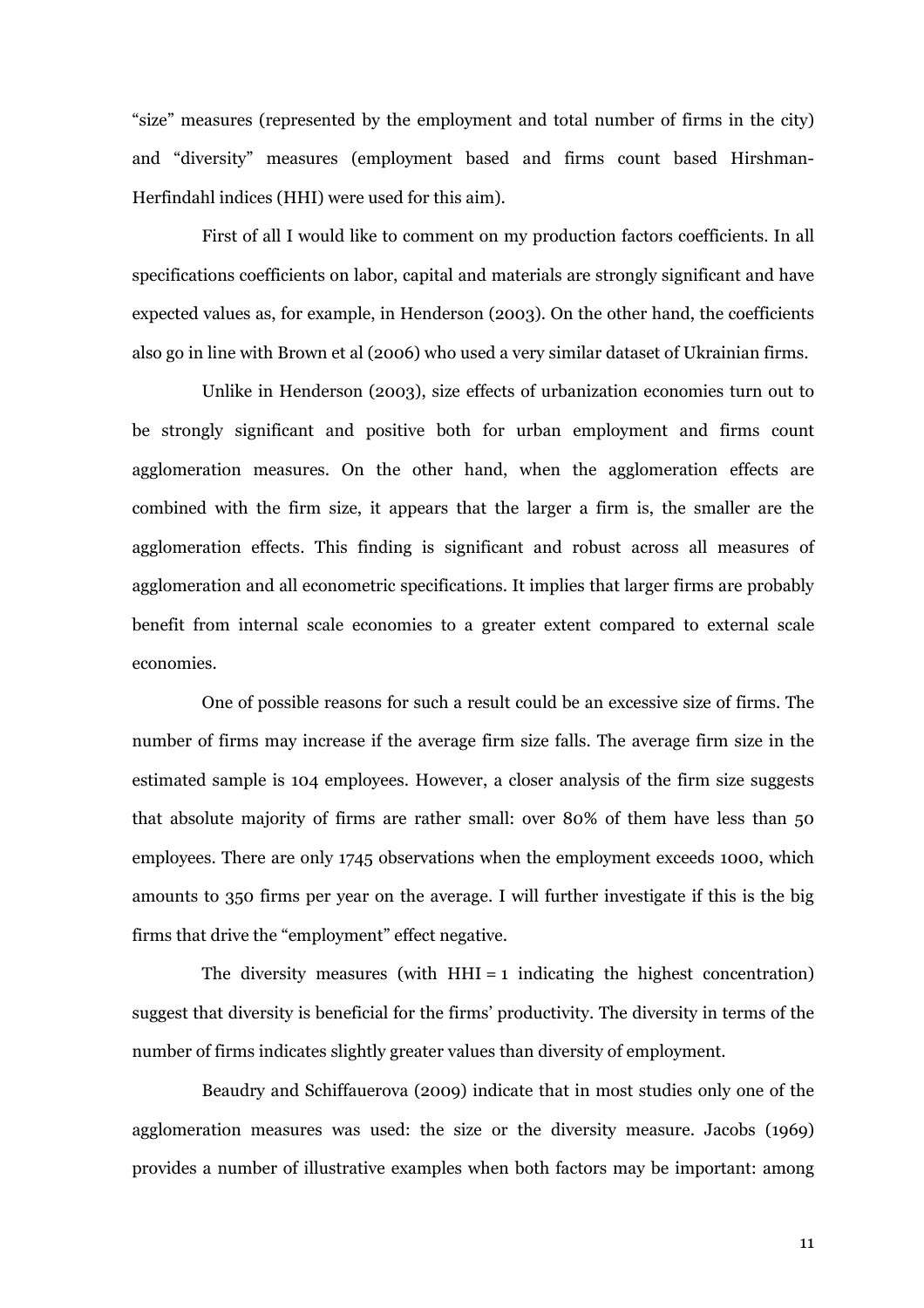“size” measures (represented by the employment and total number of firms in the city) and “diversity” measures (employment based and firms count based Hirshman-Herfindahl indices (HHI) were used for this aim).

First of all I would like to comment on my production factors coefficients. In all specifications coefficients on labor, capital and materials are strongly significant and have expected values as, for example, in Henderson (2003). On the other hand, the coefficients also go in line with Brown et al (2006) who used a very similar dataset of Ukrainian firms.

Unlike in Henderson (2003), size effects of urbanization economies turn out to be strongly significant and positive both for urban employment and firms count agglomeration measures. On the other hand, when the agglomeration effects are combined with the firm size, it appears that the larger a firm is, the smaller are the agglomeration effects. This finding is significant and robust across all measures of agglomeration and all econometric specifications. It implies that larger firms are probably benefit from internal scale economies to a greater extent compared to external scale economies.

One of possible reasons for such a result could be an excessive size of firms. The number of firms may increase if the average firm size falls. The average firm size in the estimated sample is 104 employees. However, a closer analysis of the firm size suggests that absolute majority of firms are rather small: over 80% of them have less than 50 employees. There are only 1745 observations when the employment exceeds 1000, which amounts to 350 firms per year on the average. I will further investigate if this is the big firms that drive the “employment” effect negative.

The diversity measures (with HHI = 1 indicating the highest concentration) suggest that diversity is beneficial for the firms’ productivity. The diversity in terms of the number of firms indicates slightly greater values than diversity of employment.

Beaudry and Schiffauerova (2009) indicate that in most studies only one of the agglomeration measures was used: the size or the diversity measure. Jacobs (1969) provides a number of illustrative examples when both factors may be important: among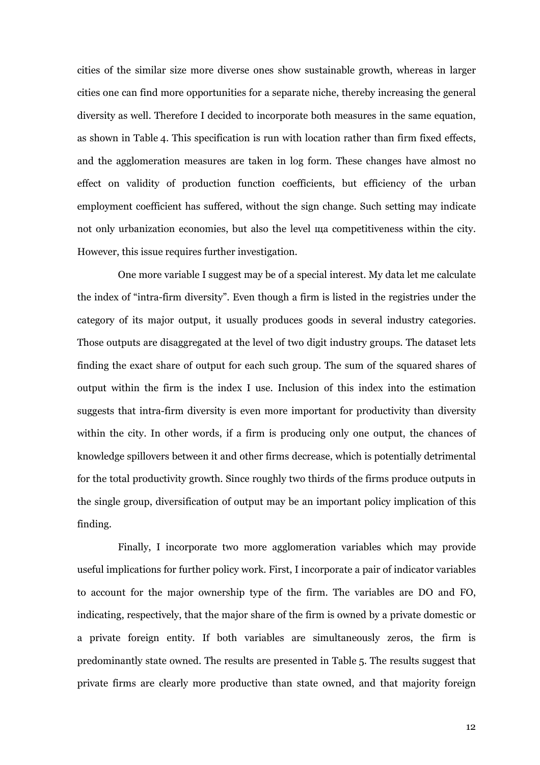cities of the similar size more diverse ones show sustainable growth, whereas in larger cities one can find more opportunities for a separate niche, thereby increasing the general diversity as well. Therefore I decided to incorporate both measures in the same equation, as shown in Table 4. This specification is run with location rather than firm fixed effects, and the agglomeration measures are taken in log form. These changes have almost no effect on validity of production function coefficients, but efficiency of the urban employment coefficient has suffered, without the sign change. Such setting may indicate not only urbanization economies, but also the level ща competitiveness within the city. However, this issue requires further investigation.

One more variable I suggest may be of a special interest. My data let me calculate the index of "intra-firm diversity". Even though a firm is listed in the registries under the category of its major output, it usually produces goods in several industry categories. Those outputs are disaggregated at the level of two digit industry groups. The dataset lets finding the exact share of output for each such group. The sum of the squared shares of output within the firm is the index I use. Inclusion of this index into the estimation suggests that intra-firm diversity is even more important for productivity than diversity within the city. In other words, if a firm is producing only one output, the chances of knowledge spillovers between it and other firms decrease, which is potentially detrimental for the total productivity growth. Since roughly two thirds of the firms produce outputs in the single group, diversification of output may be an important policy implication of this finding.

Finally, I incorporate two more agglomeration variables which may provide useful implications for further policy work. First, I incorporate a pair of indicator variables to account for the major ownership type of the firm. The variables are DO and FO, indicating, respectively, that the major share of the firm is owned by a private domestic or a private foreign entity. If both variables are simultaneously zeros, the firm is predominantly state owned. The results are presented in Table 5. The results suggest that private firms are clearly more productive than state owned, and that majority foreign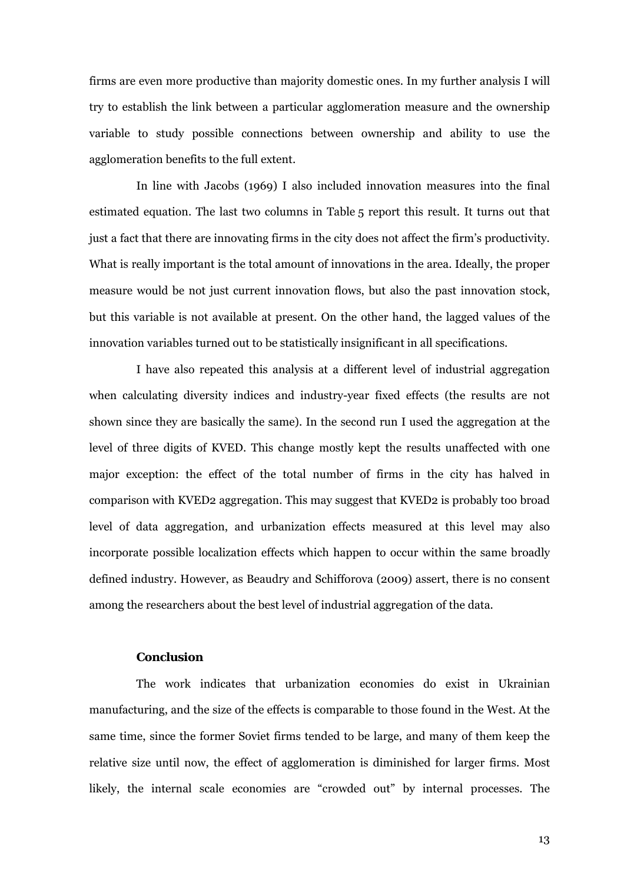firms are even more productive than majority domestic ones. In my further analysis I will try to establish the link between a particular agglomeration measure and the ownership variable to study possible connections between ownership and ability to use the agglomeration benefits to the full extent.

In line with Jacobs (1969) I also included innovation measures into the final estimated equation. The last two columns in Table 5 report this result. It turns out that just a fact that there are innovating firms in the city does not affect the firm's productivity. What is really important is the total amount of innovations in the area. Ideally, the proper measure would be not just current innovation flows, but also the past innovation stock, but this variable is not available at present. On the other hand, the lagged values of the innovation variables turned out to be statistically insignificant in all specifications.

I have also repeated this analysis at a different level of industrial aggregation when calculating diversity indices and industry-year fixed effects (the results are not shown since they are basically the same). In the second run I used the aggregation at the level of three digits of KVED. This change mostly kept the results unaffected with one major exception: the effect of the total number of firms in the city has halved in comparison with KVED2 aggregation. This may suggest that KVED2 is probably too broad level of data aggregation, and urbanization effects measured at this level may also incorporate possible localization effects which happen to occur within the same broadly defined industry. However, as Beaudry and Schifforova (2009) assert, there is no consent among the researchers about the best level of industrial aggregation of the data.

## Conclusion

The work indicates that urbanization economies do exist in Ukrainian manufacturing, and the size of the effects is comparable to those found in the West. At the same time, since the former Soviet firms tended to be large, and many of them keep the relative size until now, the effect of agglomeration is diminished for larger firms. Most likely, the internal scale economies are "crowded out" by internal processes. The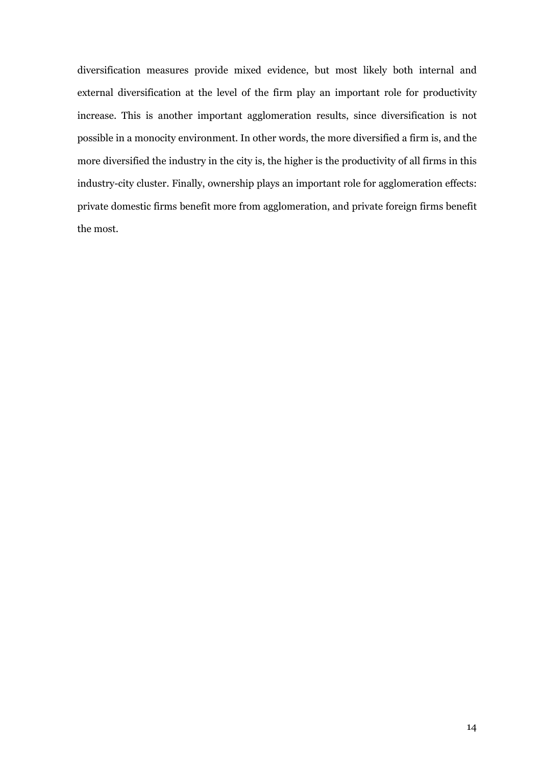diversification measures provide mixed evidence, but most likely both internal and external diversification at the level of the firm play an important role for productivity increase. This is another important agglomeration results, since diversification is not possible in a monocity environment. In other words, the more diversified a firm is, and the more diversified the industry in the city is, the higher is the productivity of all firms in this industry-city cluster. Finally, ownership plays an important role for agglomeration effects: private domestic firms benefit more from agglomeration, and private foreign firms benefit the most.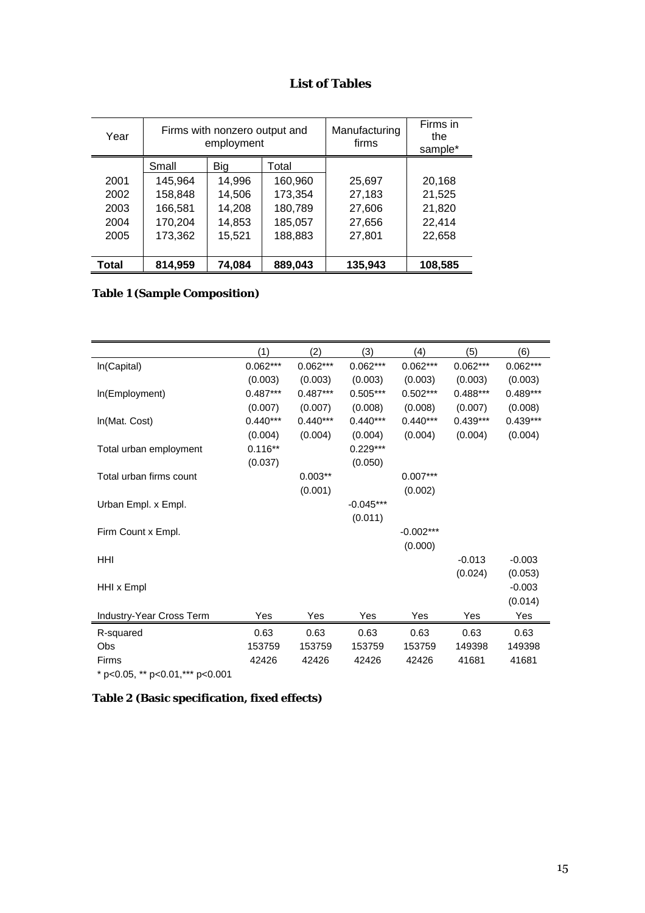## List of Tables

| Year | Firms with nonzero output and employment | | | Manufacturing firms | Firms in the sample* |
|---|---|---|---|---|---|
| | Small | Big | Total | | |
| 2001 | 145,964 | 14,996 | 160,960 | 25,697 | 20,168 |
| 2002 | 158,848 | 14,506 | 173,354 | 27,183 | 21,525 |
| 2003 | 166,581 | 14,208 | 180,789 | 27,606 | 21,820 |
| 2004 | 170,204 | 14,853 | 185,057 | 27,656 | 22,414 |
| 2005 | 173,362 | 15,521 | 188,883 | 27,801 | 22,658 |
| **Total** | **814,959** | **74,084** | **889,043** | **135,943** | **108,585** |

**Table 1 (Sample Composition)**

| | (1) | (2) | (3) | (4) | (5) | (6) |
|---|---|---|---|---|---|---|
| ln(Capital) | 0.062*** | 0.062*** | 0.062*** | 0.062*** | 0.062*** | 0.062*** |
| | (0.003) | (0.003) | (0.003) | (0.003) | (0.003) | (0.003) |
| ln(Employment) | 0.487*** | 0.487*** | 0.505*** | 0.502*** | 0.488*** | 0.489*** |
| | (0.007) | (0.007) | (0.008) | (0.008) | (0.007) | (0.008) |
| ln(Mat. Cost) | 0.440*** | 0.440*** | 0.440*** | 0.440*** | 0.439*** | 0.439*** |
| | (0.004) | (0.004) | (0.004) | (0.004) | (0.004) | (0.004) |
| Total urban employment | 0.116** | | 0.229*** | | | |
| | (0.037) | | (0.050) | | | |
| Total urban firms count | | 0.003** | | 0.007*** | | |
| | | (0.001) | | (0.002) | | |
| Urban Empl. x Empl. | | | -0.045*** | | | |
| | | | (0.011) | | | |
| Firm Count x Empl. | | | | -0.002*** | | |
| | | | | (0.000) | | |
| HHI | | | | | -0.013 | -0.003 |
| | | | | | (0.024) | (0.053) |
| HHI x Empl | | | | | | -0.003 |
| | | | | | | (0.014) |
| Industry-Year Cross Term | Yes | Yes | Yes | Yes | Yes | Yes |
| R-squared | 0.63 | 0.63 | 0.63 | 0.63 | 0.63 | 0.63 |
| Obs | 153759 | 153759 | 153759 | 153759 | 149398 | 149398 |
| Firms | 42426 | 42426 | 42426 | 42426 | 41681 | 41681 |

* p<0.05, ** p<0.01,*** p<0.001

**Table 2 (Basic specification, fixed effects)**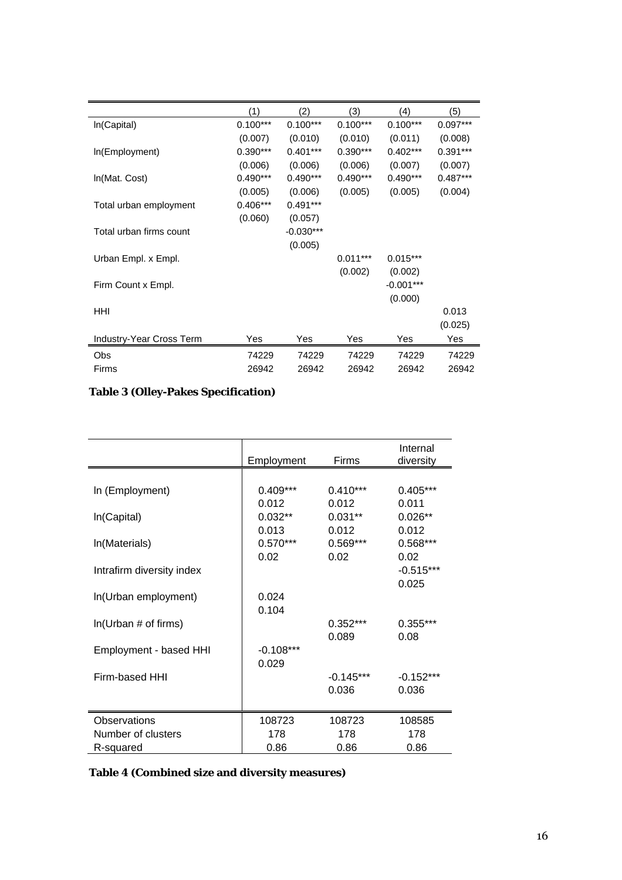| | (1) | (2) | (3) | (4) | (5) |
|---|---|---|---|---|---|
| ln(Capital) | 0.100*** | 0.100*** | 0.100*** | 0.100*** | 0.097*** |
| | (0.007) | (0.010) | (0.010) | (0.011) | (0.008) |
| ln(Employment) | 0.390*** | 0.401*** | 0.390*** | 0.402*** | 0.391*** |
| | (0.006) | (0.006) | (0.006) | (0.007) | (0.007) |
| ln(Mat. Cost) | 0.490*** | 0.490*** | 0.490*** | 0.490*** | 0.487*** |
| | (0.005) | (0.006) | (0.005) | (0.005) | (0.004) |
| Total urban employment | 0.406*** | 0.491*** | | | |
| | (0.060) | (0.057) | | | |
| Total urban firms count | | -0.030*** | | | |
| | | (0.005) | | | |
| Urban Empl. x Empl. | | | 0.011*** | 0.015*** | |
| | | | (0.002) | (0.002) | |
| Firm Count x Empl. | | | | -0.001*** | |
| | | | | (0.000) | |
| HHI | | | | | 0.013 |
| | | | | | (0.025) |
| Industry-Year Cross Term | Yes | Yes | Yes | Yes | Yes |
| Obs | 74229 | 74229 | 74229 | 74229 | 74229 |
| Firms | 26942 | 26942 | 26942 | 26942 | 26942 |

**Table 3 (Olley-Pakes Specification)**

| | Employment | Firms | Internal diversity |
|---|---|---|---|
| ln (Employment) | 0.409*** | 0.410*** | 0.405*** |
| | 0.012 | 0.012 | 0.011 |
| ln(Capital) | 0.032** | 0.031** | 0.026** |
| | 0.013 | 0.012 | 0.012 |
| ln(Materials) | 0.570*** | 0.569*** | 0.568*** |
| | 0.02 | 0.02 | 0.02 |
| Intrafirm diversity index | | | -0.515*** |
| | | | 0.025 |
| ln(Urban employment) | 0.024 | | |
| | 0.104 | | |
| ln(Urban # of firms) | | 0.352*** | 0.355*** |
| | | 0.089 | 0.08 |
| Employment - based HHI | -0.108*** | | |
| | 0.029 | | |
| Firm-based HHI | | -0.145*** | -0.152*** |
| | | 0.036 | 0.036 |
| Observations | 108723 | 108723 | 108585 |
| Number of clusters | 178 | 178 | 178 |
| R-squared | 0.86 | 0.86 | 0.86 |

**Table 4 (Combined size and diversity measures)**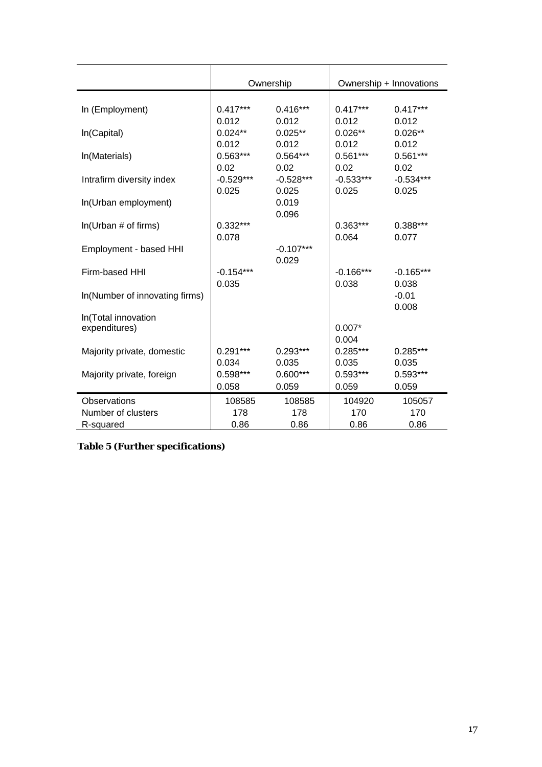| | Ownership | | Ownership + Innovations | |
|---|---|---|---|---|
| ln (Employment) | 0.417*** | 0.416*** | 0.417*** | 0.417*** |
| | 0.012 | 0.012 | 0.012 | 0.012 |
| ln(Capital) | 0.024** | 0.025** | 0.026** | 0.026** |
| | 0.012 | 0.012 | 0.012 | 0.012 |
| ln(Materials) | 0.563*** | 0.564*** | 0.561*** | 0.561*** |
| | 0.02 | 0.02 | 0.02 | 0.02 |
| Intrafirm diversity index | -0.529*** | -0.528*** | -0.533*** | -0.534*** |
| | 0.025 | 0.025 | 0.025 | 0.025 |
| ln(Urban employment) | | 0.019 | | |
| | | 0.096 | | |
| ln(Urban # of firms) | 0.332*** | | 0.363*** | 0.388*** |
| | 0.078 | | 0.064 | 0.077 |
| Employment - based HHI | | -0.107*** | | |
| | | 0.029 | | |
| Firm-based HHI | -0.154*** | | -0.166*** | -0.165*** |
| | 0.035 | | 0.038 | 0.038 |
| ln(Number of innovating firms) | | | | -0.01 |
| | | | | 0.008 |
| ln(Total innovation expenditures) | | | 0.007* | |
| | | | 0.004 | |
| Majority private, domestic | 0.291*** | 0.293*** | 0.285*** | 0.285*** |
| | 0.034 | 0.035 | 0.035 | 0.035 |
| Majority private, foreign | 0.598*** | 0.600*** | 0.593*** | 0.593*** |
| | 0.058 | 0.059 | 0.059 | 0.059 |
| Observations | 108585 | 108585 | 104920 | 105057 |
| Number of clusters | 178 | 178 | 170 | 170 |
| R-squared | 0.86 | 0.86 | 0.86 | 0.86 |

**Table 5 (Further specifications)**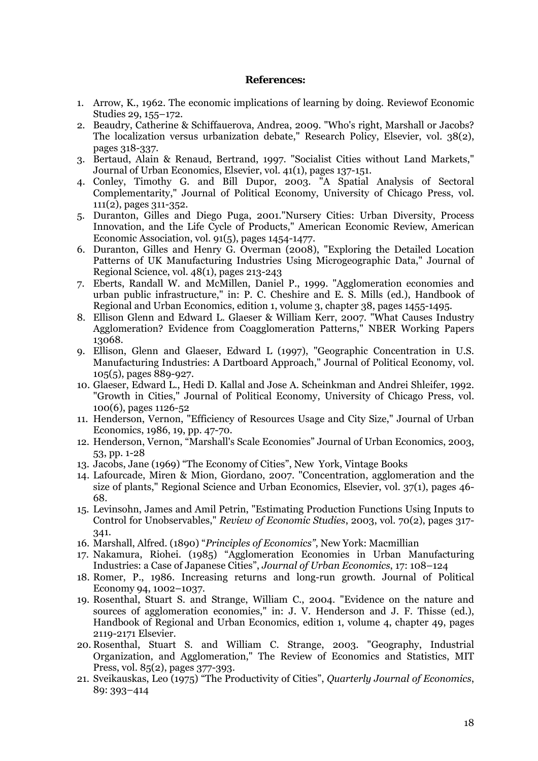**References:**

1. Arrow, K., 1962. The economic implications of learning by doing. Reviewof Economic Studies 29, 155–172.
2. Beaudry, Catherine & Schiffauerova, Andrea, 2009. "Who's right, Marshall or Jacobs? The localization versus urbanization debate," Research Policy, Elsevier, vol. 38(2), pages 318-337.
3. Bertaud, Alain & Renaud, Bertrand, 1997. "Socialist Cities without Land Markets," Journal of Urban Economics, Elsevier, vol. 41(1), pages 137-151.
4. Conley, Timothy G. and Bill Dupor, 2003. "A Spatial Analysis of Sectoral Complementarity," Journal of Political Economy, University of Chicago Press, vol. 111(2), pages 311-352.
5. Duranton, Gilles and Diego Puga, 2001."Nursery Cities: Urban Diversity, Process Innovation, and the Life Cycle of Products," American Economic Review, American Economic Association, vol. 91(5), pages 1454-1477.
6. Duranton, Gilles and Henry G. Overman (2008), "Exploring the Detailed Location Patterns of UK Manufacturing Industries Using Microgeographic Data," Journal of Regional Science, vol. 48(1), pages 213-243
7. Eberts, Randall W. and McMillen, Daniel P., 1999. "Agglomeration economies and urban public infrastructure," in: P. C. Cheshire and E. S. Mills (ed.), Handbook of Regional and Urban Economics, edition 1, volume 3, chapter 38, pages 1455-1495.
8. Ellison Glenn and Edward L. Glaeser & William Kerr, 2007. "What Causes Industry Agglomeration? Evidence from Coagglomeration Patterns," NBER Working Papers 13068.
9. Ellison, Glenn and Glaeser, Edward L (1997), "Geographic Concentration in U.S. Manufacturing Industries: A Dartboard Approach," Journal of Political Economy, vol. 105(5), pages 889-927.
10. Glaeser, Edward L., Hedi D. Kallal and Jose A. Scheinkman and Andrei Shleifer, 1992. "Growth in Cities," Journal of Political Economy, University of Chicago Press, vol. 100(6), pages 1126-52
11. Henderson, Vernon, "Efficiency of Resources Usage and City Size," Journal of Urban Economics, 1986, 19, pp. 47-70.
12. Henderson, Vernon, "Marshall's Scale Economies" Journal of Urban Economics, 2003, 53, pp. 1-28
13. Jacobs, Jane (1969) "The Economy of Cities", New York, Vintage Books
14. Lafourcade, Miren & Mion, Giordano, 2007. "Concentration, agglomeration and the size of plants," Regional Science and Urban Economics, Elsevier, vol. 37(1), pages 46-68.
15. Levinsohn, James and Amil Petrin, "Estimating Production Functions Using Inputs to Control for Unobservables," *Review of Economic Studies*, 2003, vol. 70(2), pages 317-341.
16. Marshall, Alfred. (1890) "*Principles of Economics"*, New York: Macmillian
17. Nakamura, Riohei. (1985) "Agglomeration Economies in Urban Manufacturing Industries: a Case of Japanese Cities", *Journal of Urban Economics*, 17: 108–124
18. Romer, P., 1986. Increasing returns and long-run growth. Journal of Political Economy 94, 1002–1037.
19. Rosenthal, Stuart S. and Strange, William C., 2004. "Evidence on the nature and sources of agglomeration economies," in: J. V. Henderson and J. F. Thisse (ed.), Handbook of Regional and Urban Economics, edition 1, volume 4, chapter 49, pages 2119-2171 Elsevier.
20. Rosenthal, Stuart S. and William C. Strange, 2003. "Geography, Industrial Organization, and Agglomeration," The Review of Economics and Statistics, MIT Press, vol. 85(2), pages 377-393.
21. Sveikauskas, Leo (1975) "The Productivity of Cities", *Quarterly Journal of Economics*, 89: 393–414